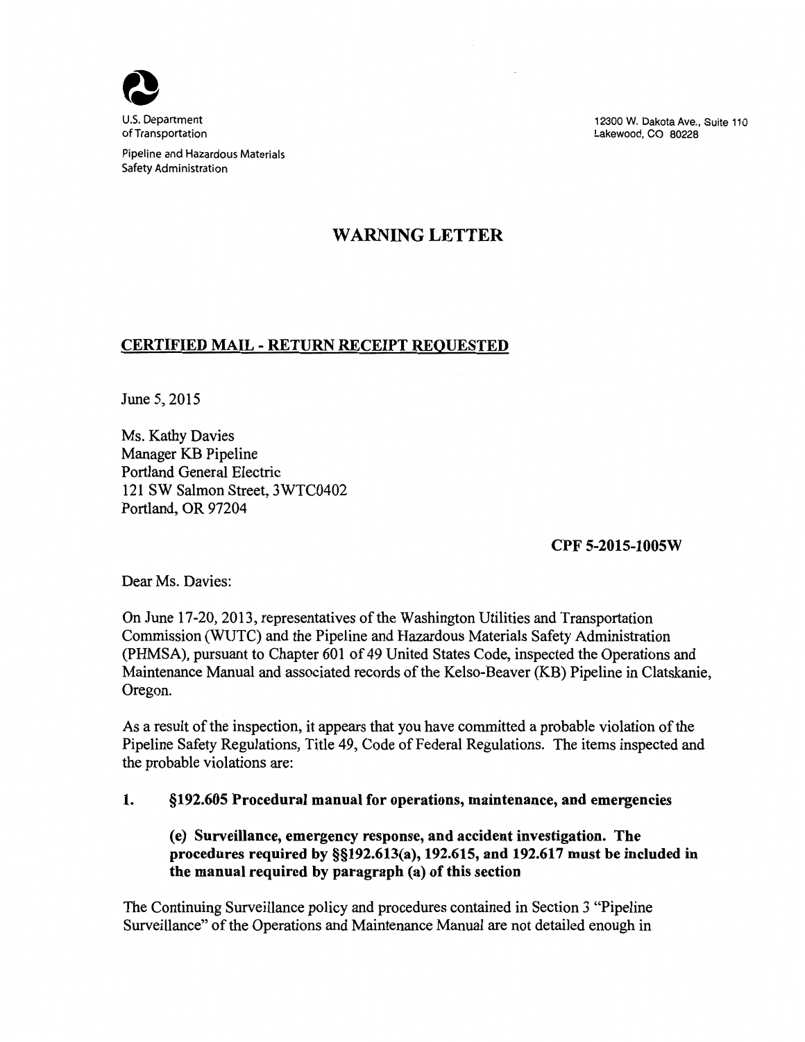U.S. Department of Transportation

Pipeline and Hazardous Materials Safety Administration

12300 W. Dakota Ave., Suite 110
Lakewood, CO 80228

# WARNING LETTER

## CERTIFIED MAIL - RETURN RECEIPT REQUESTED

June 5, 2015

Ms. Kathy Davies
Manager KB Pipeline
Portland General Electric
121 SW Salmon Street, 3WTC0402
Portland, OR 97204

**CPF 5-2015-1005W**

Dear Ms. Davies:

On June 17-20, 2013, representatives of the Washington Utilities and Transportation Commission (WUTC) and the Pipeline and Hazardous Materials Safety Administration (PHMSA), pursuant to Chapter 601 of 49 United States Code, inspected the Operations and Maintenance Manual and associated records of the Kelso-Beaver (KB) Pipeline in Clatskanie, Oregon.

As a result of the inspection, it appears that you have committed a probable violation of the Pipeline Safety Regulations, Title 49, Code of Federal Regulations. The items inspected and the probable violations are:

**1. §192.605 Procedural manual for operations, maintenance, and emergencies**

**(e) Surveillance, emergency response, and accident investigation. The procedures required by §§192.613(a), 192.615, and 192.617 must be included in the manual required by paragraph (a) of this section**

The Continuing Surveillance policy and procedures contained in Section 3 "Pipeline Surveillance" of the Operations and Maintenance Manual are not detailed enough in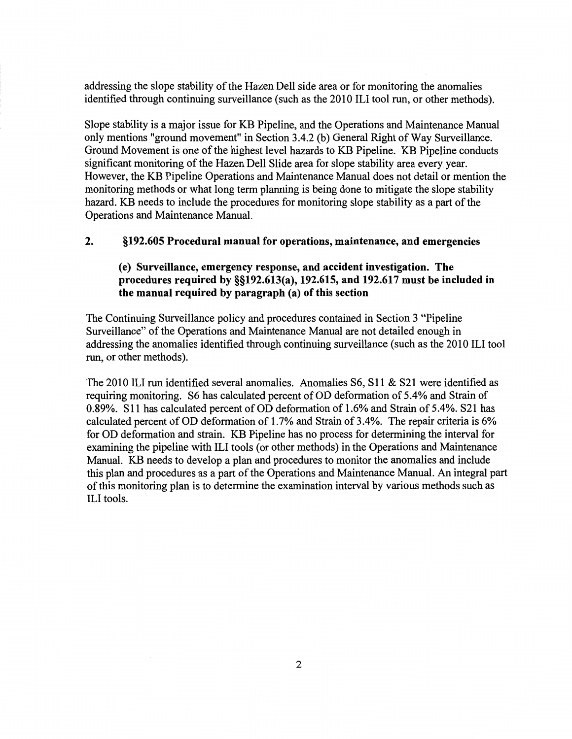addressing the slope stability of the Hazen Dell side area or for monitoring the anomalies identified through continuing surveillance (such as the 2010 ILI tool run, or other methods).

Slope stability is a major issue for KB Pipeline, and the Operations and Maintenance Manual only mentions "ground movement" in Section 3.4.2 (b) General Right of Way Surveillance. Ground Movement is one of the highest level hazards to KB Pipeline. KB Pipeline conducts significant monitoring of the Hazen Dell Slide area for slope stability area every year. However, the KB Pipeline Operations and Maintenance Manual does not detail or mention the monitoring methods or what long term planning is being done to mitigate the slope stability hazard. KB needs to include the procedures for monitoring slope stability as a part of the Operations and Maintenance Manual.

## 2. §192.605 Procedural manual for operations, maintenance, and emergencies

### (e) Surveillance, emergency response, and accident investigation. The procedures required by §§192.613(a), 192.615, and 192.617 must be included in the manual required by paragraph (a) of this section

The Continuing Surveillance policy and procedures contained in Section 3 "Pipeline Surveillance" of the Operations and Maintenance Manual are not detailed enough in addressing the anomalies identified through continuing surveillance (such as the 2010 ILI tool run, or other methods).

The 2010 ILI run identified several anomalies. Anomalies S6, S11 & S21 were identified as requiring monitoring. S6 has calculated percent of OD deformation of 5.4% and Strain of 0.89%. S11 has calculated percent of OD deformation of 1.6% and Strain of 5.4%. S21 has calculated percent of OD deformation of 1.7% and Strain of 3.4%. The repair criteria is 6% for OD deformation and strain. KB Pipeline has no process for determining the interval for examining the pipeline with ILI tools (or other methods) in the Operations and Maintenance Manual. KB needs to develop a plan and procedures to monitor the anomalies and include this plan and procedures as a part of the Operations and Maintenance Manual. An integral part of this monitoring plan is to determine the examination interval by various methods such as ILI tools.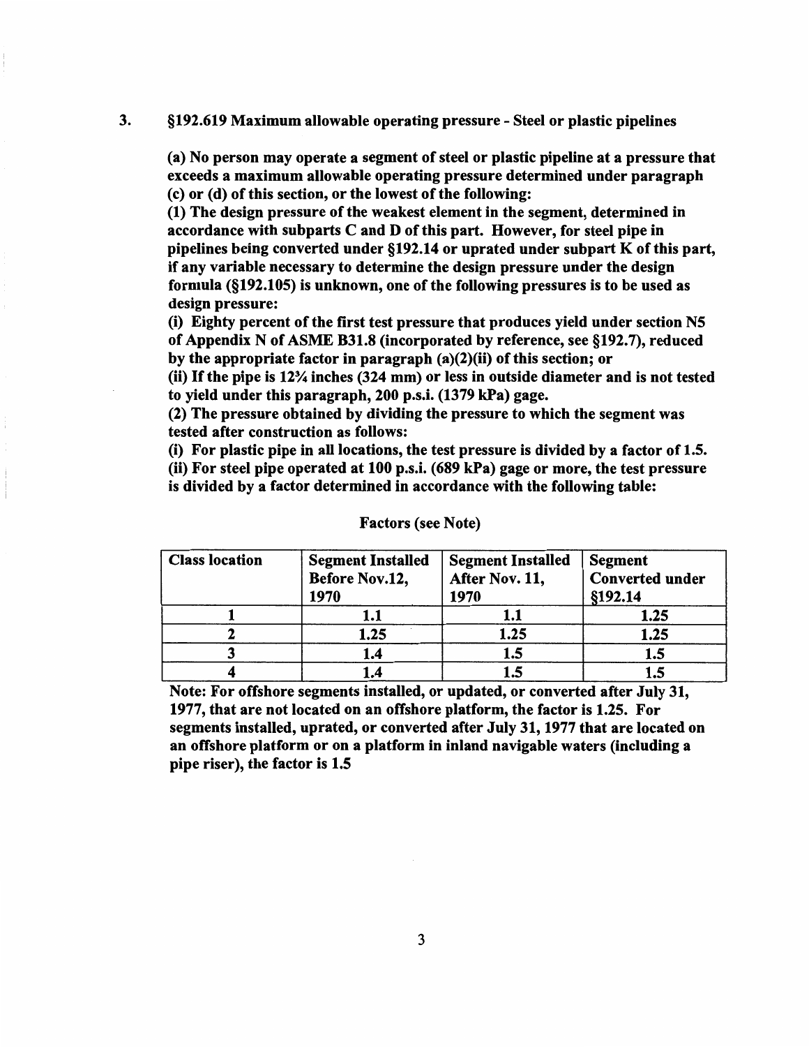3. **§192.619 Maximum allowable operating pressure - Steel or plastic pipelines**

**(a) No person may operate a segment of steel or plastic pipeline at a pressure that exceeds a maximum allowable operating pressure determined under paragraph (c) or (d) of this section, or the lowest of the following:**

**(1) The design pressure of the weakest element in the segment, determined in accordance with subparts C and D of this part. However, for steel pipe in pipelines being converted under §192.14 or uprated under subpart K of this part, if any variable necessary to determine the design pressure under the design formula (§192.105) is unknown, one of the following pressures is to be used as design pressure:**

**(i) Eighty percent of the first test pressure that produces yield under section N5 of Appendix N of ASME B31.8 (incorporated by reference, see §192.7), reduced by the appropriate factor in paragraph (a)(2)(ii) of this section; or**

**(ii) If the pipe is 12¾ inches (324 mm) or less in outside diameter and is not tested to yield under this paragraph, 200 p.s.i. (1379 kPa) gage.**

**(2) The pressure obtained by dividing the pressure to which the segment was tested after construction as follows:**

**(i) For plastic pipe in all locations, the test pressure is divided by a factor of 1.5.**

**(ii) For steel pipe operated at 100 p.s.i. (689 kPa) gage or more, the test pressure is divided by a factor determined in accordance with the following table:**

Factors (see Note)

| Class location | Segment Installed Before Nov.12, 1970 | Segment Installed After Nov. 11, 1970 | Segment Converted under §192.14 |
|---|---|---|---|
| 1 | 1.1 | 1.1 | 1.25 |
| 2 | 1.25 | 1.25 | 1.25 |
| 3 | 1.4 | 1.5 | 1.5 |
| 4 | 1.4 | 1.5 | 1.5 |

**Note: For offshore segments installed, or updated, or converted after July 31, 1977, that are not located on an offshore platform, the factor is 1.25. For segments installed, uprated, or converted after July 31, 1977 that are located on an offshore platform or on a platform in inland navigable waters (including a pipe riser), the factor is 1.5**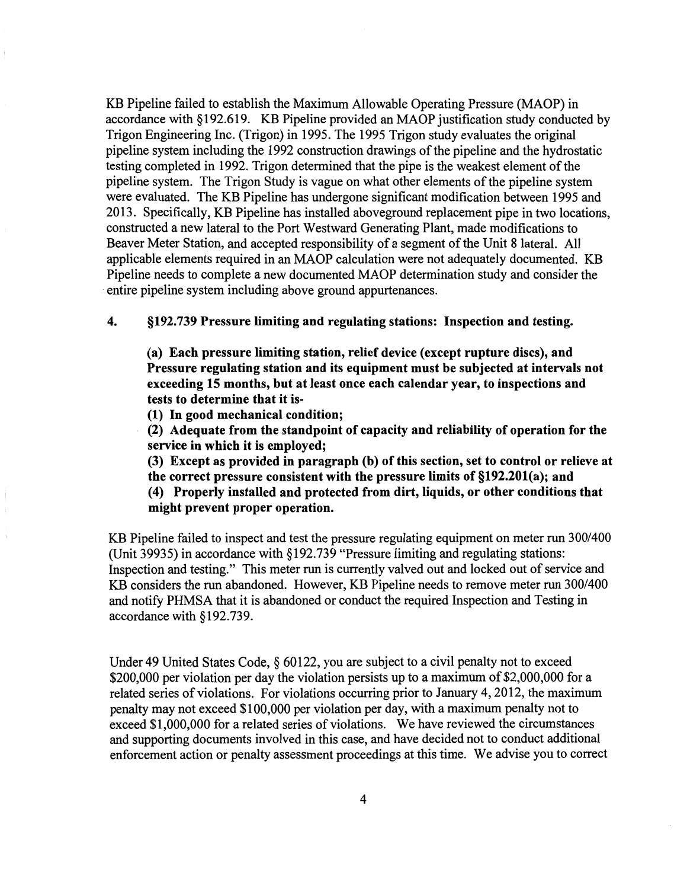KB Pipeline failed to establish the Maximum Allowable Operating Pressure (MAOP) in accordance with §192.619. KB Pipeline provided an MAOP justification study conducted by Trigon Engineering Inc. (Trigon) in 1995. The 1995 Trigon study evaluates the original pipeline system including the 1992 construction drawings of the pipeline and the hydrostatic testing completed in 1992. Trigon determined that the pipe is the weakest element of the pipeline system. The Trigon Study is vague on what other elements of the pipeline system were evaluated. The KB Pipeline has undergone significant modification between 1995 and 2013. Specifically, KB Pipeline has installed aboveground replacement pipe in two locations, constructed a new lateral to the Port Westward Generating Plant, made modifications to Beaver Meter Station, and accepted responsibility of a segment of the Unit 8 lateral. All applicable elements required in an MAOP calculation were not adequately documented. KB Pipeline needs to complete a new documented MAOP determination study and consider the entire pipeline system including above ground appurtenances.

**4. §192.739 Pressure limiting and regulating stations: Inspection and testing.**

> **(a) Each pressure limiting station, relief device (except rupture discs), and Pressure regulating station and its equipment must be subjected at intervals not exceeding 15 months, but at least once each calendar year, to inspections and tests to determine that it is-**
>
> **(1) In good mechanical condition;**
>
> **(2) Adequate from the standpoint of capacity and reliability of operation for the service in which it is employed;**
>
> **(3) Except as provided in paragraph (b) of this section, set to control or relieve at the correct pressure consistent with the pressure limits of §192.201(a); and**
>
> **(4) Properly installed and protected from dirt, liquids, or other conditions that might prevent proper operation.**

KB Pipeline failed to inspect and test the pressure regulating equipment on meter run 300/400 (Unit 39935) in accordance with §192.739 "Pressure limiting and regulating stations: Inspection and testing." This meter run is currently valved out and locked out of service and KB considers the run abandoned. However, KB Pipeline needs to remove meter run 300/400 and notify PHMSA that it is abandoned or conduct the required Inspection and Testing in accordance with §192.739.

Under 49 United States Code, § 60122, you are subject to a civil penalty not to exceed $200,000 per violation per day the violation persists up to a maximum of $2,000,000 for a related series of violations. For violations occurring prior to January 4, 2012, the maximum penalty may not exceed $100,000 per violation per day, with a maximum penalty not to exceed $1,000,000 for a related series of violations. We have reviewed the circumstances and supporting documents involved in this case, and have decided not to conduct additional enforcement action or penalty assessment proceedings at this time. We advise you to correct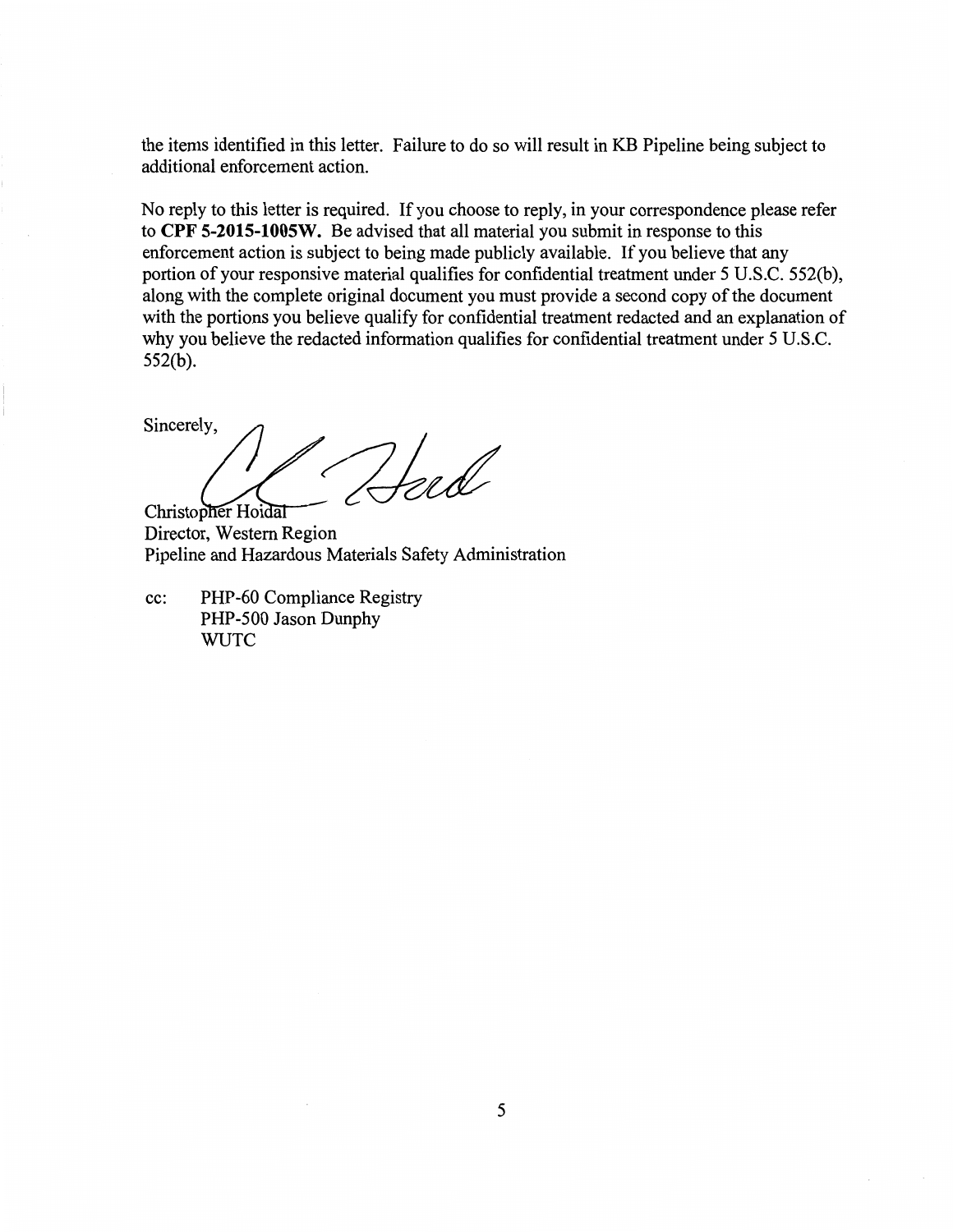the items identified in this letter. Failure to do so will result in KB Pipeline being subject to additional enforcement action.

No reply to this letter is required. If you choose to reply, in your correspondence please refer to **CPF 5-2015-1005W.** Be advised that all material you submit in response to this enforcement action is subject to being made publicly available. If you believe that any portion of your responsive material qualifies for confidential treatment under 5 U.S.C. 552(b), along with the complete original document you must provide a second copy of the document with the portions you believe qualify for confidential treatment redacted and an explanation of why you believe the redacted information qualifies for confidential treatment under 5 U.S.C. 552(b).

Sincerely,

Christopher Hoidal
Director, Western Region
Pipeline and Hazardous Materials Safety Administration

cc: PHP-60 Compliance Registry
PHP-500 Jason Dunphy
WUTC